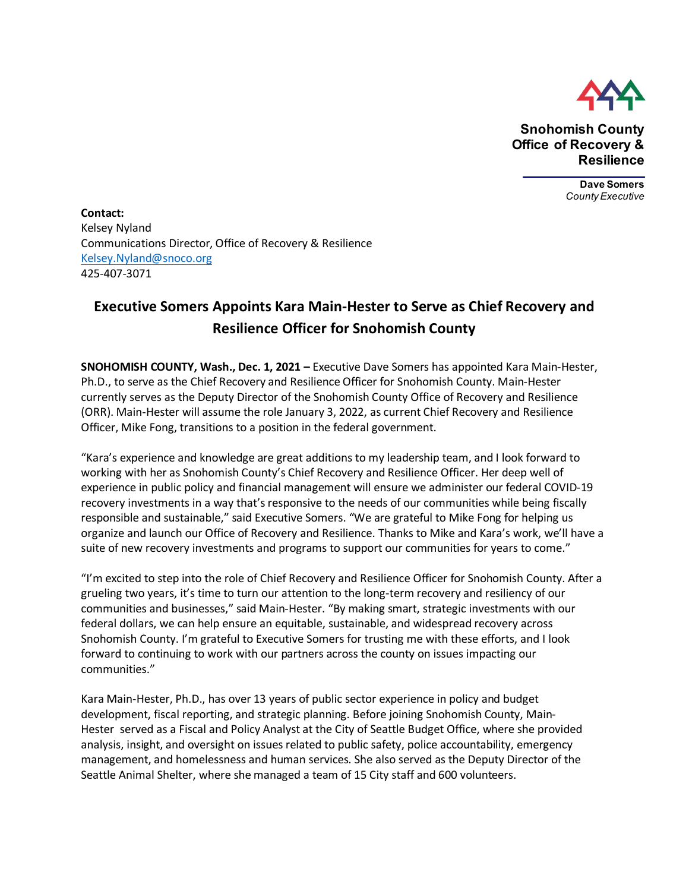**Snohomish County**
**Office of Recovery & Resilience**

**Dave Somers**
*County Executive*

**Contact:**
Kelsey Nyland
Communications Director, Office of Recovery & Resilience
Kelsey.Nyland@snoco.org
425-407-3071

# Executive Somers Appoints Kara Main-Hester to Serve as Chief Recovery and Resilience Officer for Snohomish County

**SNOHOMISH COUNTY, Wash., Dec. 1, 2021 –** Executive Dave Somers has appointed Kara Main-Hester, Ph.D., to serve as the Chief Recovery and Resilience Officer for Snohomish County. Main-Hester currently serves as the Deputy Director of the Snohomish County Office of Recovery and Resilience (ORR). Main-Hester will assume the role January 3, 2022, as current Chief Recovery and Resilience Officer, Mike Fong, transitions to a position in the federal government.

"Kara's experience and knowledge are great additions to my leadership team, and I look forward to working with her as Snohomish County's Chief Recovery and Resilience Officer. Her deep well of experience in public policy and financial management will ensure we administer our federal COVID-19 recovery investments in a way that's responsive to the needs of our communities while being fiscally responsible and sustainable," said Executive Somers. "We are grateful to Mike Fong for helping us organize and launch our Office of Recovery and Resilience. Thanks to Mike and Kara's work, we'll have a suite of new recovery investments and programs to support our communities for years to come."

"I'm excited to step into the role of Chief Recovery and Resilience Officer for Snohomish County. After a grueling two years, it's time to turn our attention to the long-term recovery and resiliency of our communities and businesses," said Main-Hester. "By making smart, strategic investments with our federal dollars, we can help ensure an equitable, sustainable, and widespread recovery across Snohomish County. I'm grateful to Executive Somers for trusting me with these efforts, and I look forward to continuing to work with our partners across the county on issues impacting our communities."

Kara Main-Hester, Ph.D., has over 13 years of public sector experience in policy and budget development, fiscal reporting, and strategic planning. Before joining Snohomish County, Main-Hester served as a Fiscal and Policy Analyst at the City of Seattle Budget Office, where she provided analysis, insight, and oversight on issues related to public safety, police accountability, emergency management, and homelessness and human services. She also served as the Deputy Director of the Seattle Animal Shelter, where she managed a team of 15 City staff and 600 volunteers.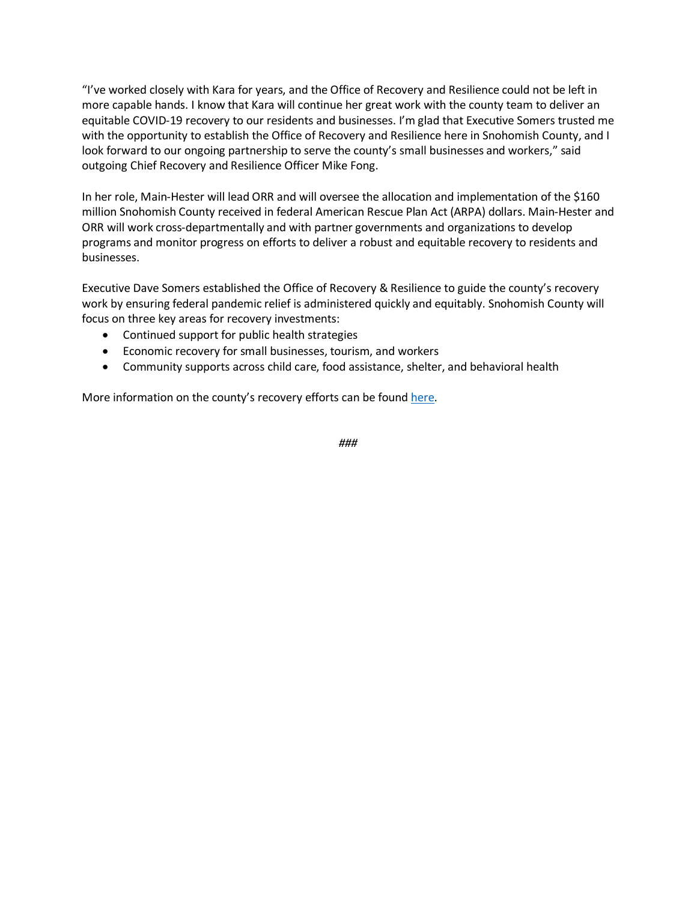"I've worked closely with Kara for years, and the Office of Recovery and Resilience could not be left in more capable hands. I know that Kara will continue her great work with the county team to deliver an equitable COVID-19 recovery to our residents and businesses. I'm glad that Executive Somers trusted me with the opportunity to establish the Office of Recovery and Resilience here in Snohomish County, and I look forward to our ongoing partnership to serve the county's small businesses and workers," said outgoing Chief Recovery and Resilience Officer Mike Fong.

In her role, Main-Hester will lead ORR and will oversee the allocation and implementation of the $160 million Snohomish County received in federal American Rescue Plan Act (ARPA) dollars. Main-Hester and ORR will work cross-departmentally and with partner governments and organizations to develop programs and monitor progress on efforts to deliver a robust and equitable recovery to residents and businesses.

Executive Dave Somers established the Office of Recovery & Resilience to guide the county's recovery work by ensuring federal pandemic relief is administered quickly and equitably. Snohomish County will focus on three key areas for recovery investments:

- Continued support for public health strategies
- Economic recovery for small businesses, tourism, and workers
- Community supports across child care, food assistance, shelter, and behavioral health

More information on the county's recovery efforts can be found here.

###